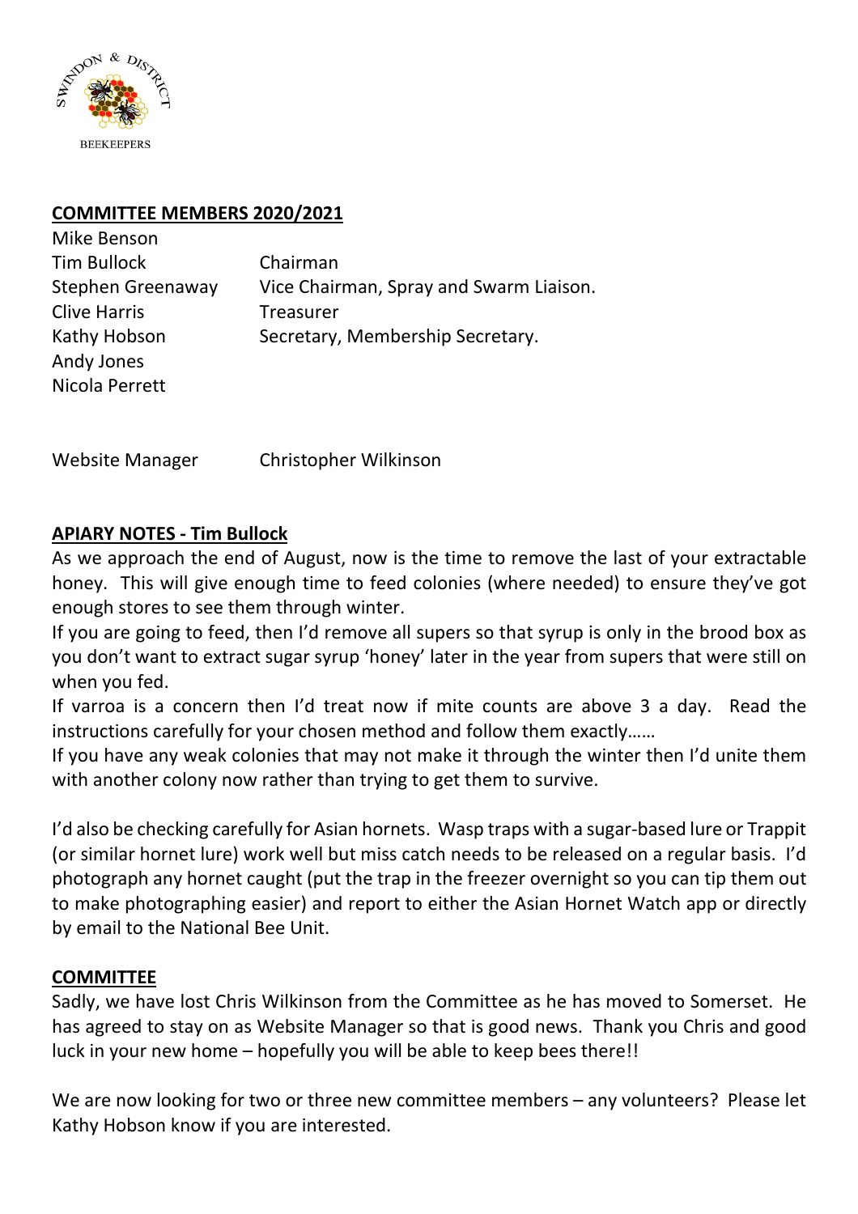SWINDON & DISTRICT BEEKEEPERS

## COMMITTEE MEMBERS 2020/2021

| | |
|---|---|
| Mike Benson | |
| Tim Bullock | Chairman |
| Stephen Greenaway | Vice Chairman, Spray and Swarm Liaison. |
| Clive Harris | Treasurer |
| Kathy Hobson | Secretary, Membership Secretary. |
| Andy Jones | |
| Nicola Perrett | |

Website Manager Christopher Wilkinson

## APIARY NOTES - Tim Bullock

As we approach the end of August, now is the time to remove the last of your extractable honey. This will give enough time to feed colonies (where needed) to ensure they've got enough stores to see them through winter.

If you are going to feed, then I'd remove all supers so that syrup is only in the brood box as you don't want to extract sugar syrup 'honey' later in the year from supers that were still on when you fed.

If varroa is a concern then I'd treat now if mite counts are above 3 a day. Read the instructions carefully for your chosen method and follow them exactly……

If you have any weak colonies that may not make it through the winter then I'd unite them with another colony now rather than trying to get them to survive.

I'd also be checking carefully for Asian hornets. Wasp traps with a sugar-based lure or Trappit (or similar hornet lure) work well but miss catch needs to be released on a regular basis. I'd photograph any hornet caught (put the trap in the freezer overnight so you can tip them out to make photographing easier) and report to either the Asian Hornet Watch app or directly by email to the National Bee Unit.

## COMMITTEE

Sadly, we have lost Chris Wilkinson from the Committee as he has moved to Somerset. He has agreed to stay on as Website Manager so that is good news. Thank you Chris and good luck in your new home – hopefully you will be able to keep bees there!!

We are now looking for two or three new committee members – any volunteers? Please let Kathy Hobson know if you are interested.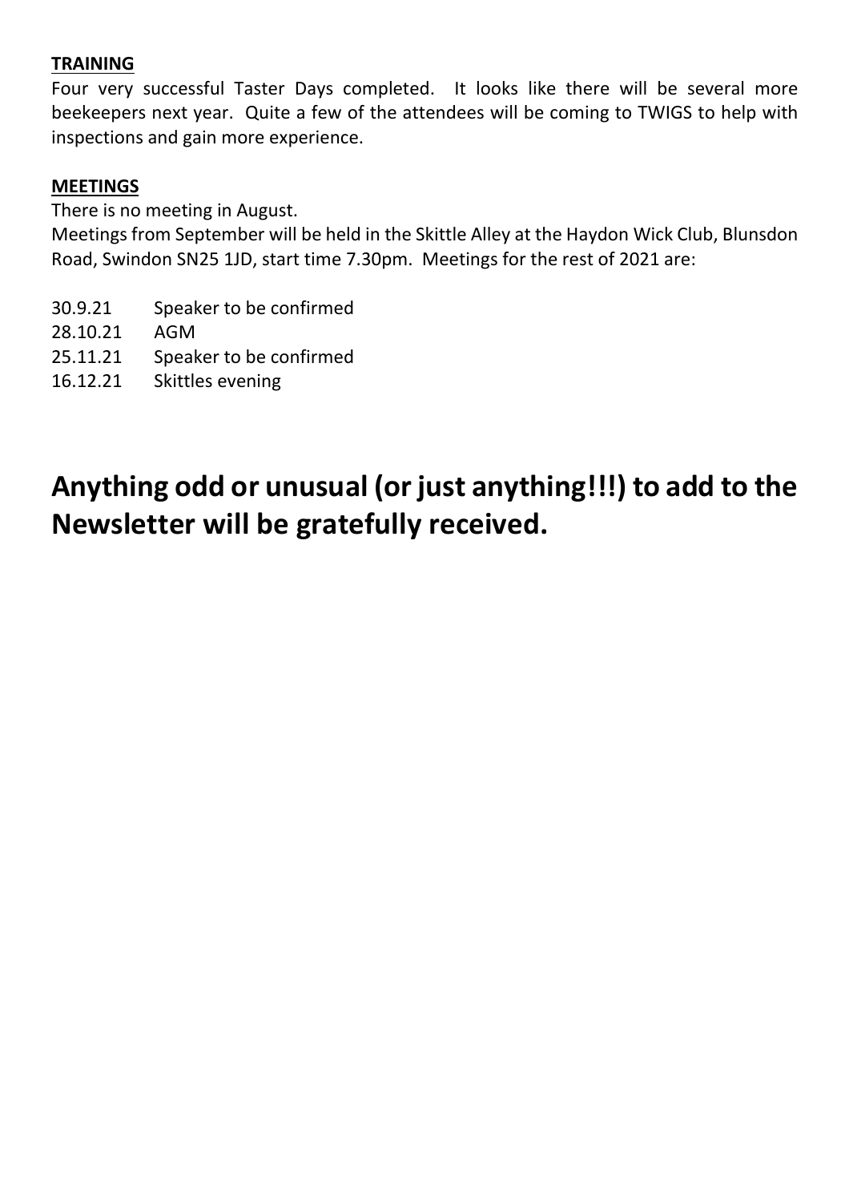**TRAINING**

Four very successful Taster Days completed. It looks like there will be several more beekeepers next year. Quite a few of the attendees will be coming to TWIGS to help with inspections and gain more experience.

**MEETINGS**

There is no meeting in August.

Meetings from September will be held in the Skittle Alley at the Haydon Wick Club, Blunsdon Road, Swindon SN25 1JD, start time 7.30pm. Meetings for the rest of 2021 are:

| | |
|---|---|
| 30.9.21 | Speaker to be confirmed |
| 28.10.21 | AGM |
| 25.11.21 | Speaker to be confirmed |
| 16.12.21 | Skittles evening |

# Anything odd or unusual (or just anything!!!) to add to the Newsletter will be gratefully received.